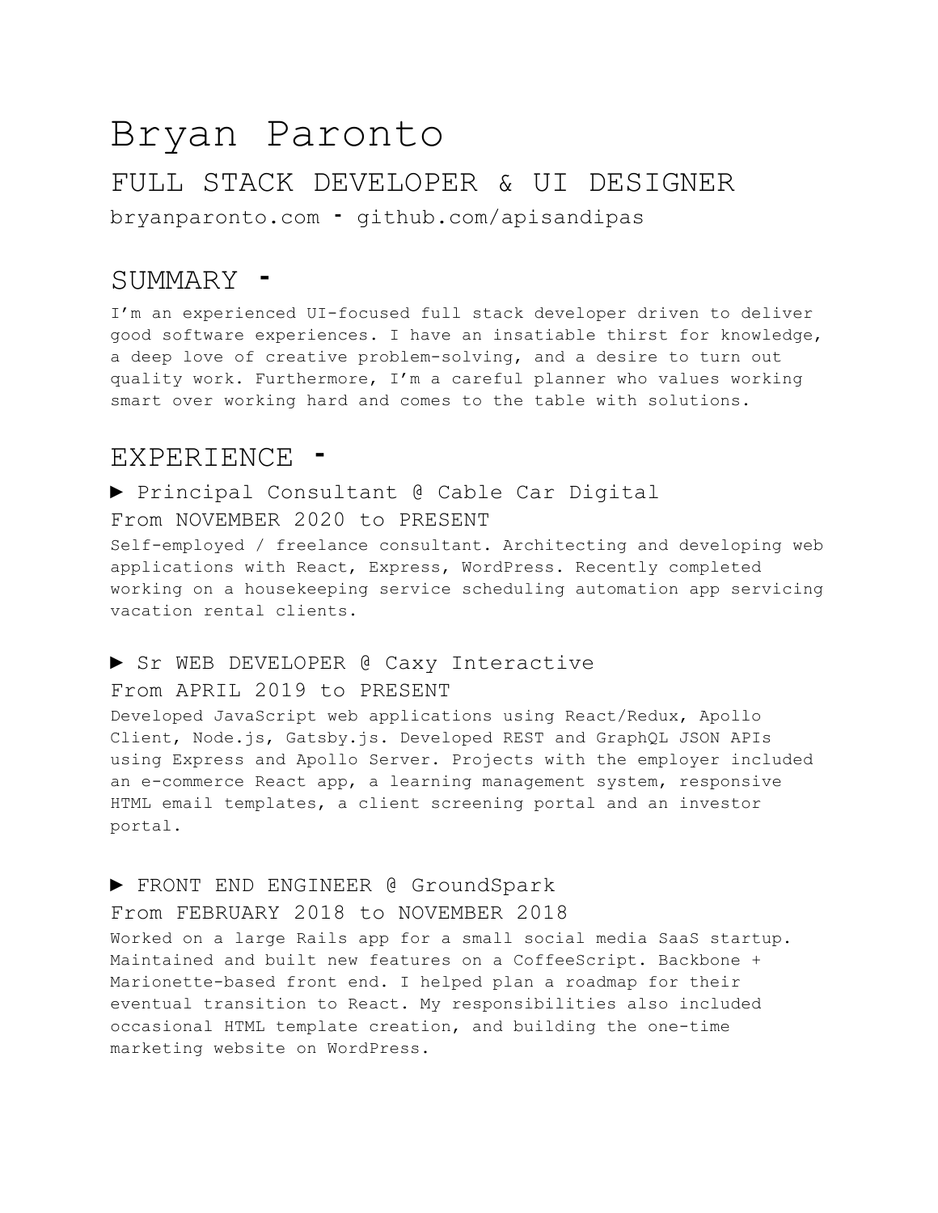# Bryan Paronto

## FULL STACK DEVELOPER & UI DESIGNER

bryanparonto.com - github.com/apisandipas

## SUMMARY -

I'm an experienced UI-focused full stack developer driven to deliver good software experiences. I have an insatiable thirst for knowledge, a deep love of creative problem-solving, and a desire to turn out quality work. Furthermore, I'm a careful planner who values working smart over working hard and comes to the table with solutions.

## EXPERIENCE -

### ► Principal Consultant @ Cable Car Digital

From NOVEMBER 2020 to PRESENT

Self-employed / freelance consultant. Architecting and developing web applications with React, Express, WordPress. Recently completed working on a housekeeping service scheduling automation app servicing vacation rental clients.

### ► Sr WEB DEVELOPER @ Caxy Interactive

From APRIL 2019 to PRESENT

Developed JavaScript web applications using React/Redux, Apollo Client, Node.js, Gatsby.js. Developed REST and GraphQL JSON APIs using Express and Apollo Server. Projects with the employer included an e-commerce React app, a learning management system, responsive HTML email templates, a client screening portal and an investor portal.

### ► FRONT END ENGINEER @ GroundSpark

From FEBRUARY 2018 to NOVEMBER 2018

Worked on a large Rails app for a small social media SaaS startup. Maintained and built new features on a CoffeeScript. Backbone + Marionette-based front end. I helped plan a roadmap for their eventual transition to React. My responsibilities also included occasional HTML template creation, and building the one-time marketing website on WordPress.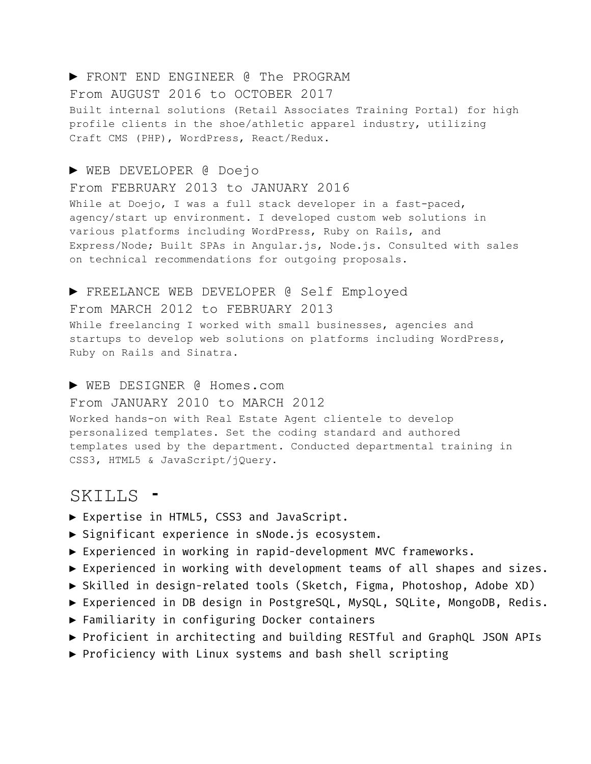► FRONT END ENGINEER @ The PROGRAM

From AUGUST 2016 to OCTOBER 2017

Built internal solutions (Retail Associates Training Portal) for high profile clients in the shoe/athletic apparel industry, utilizing Craft CMS (PHP), WordPress, React/Redux.

► WEB DEVELOPER @ Doejo

From FEBRUARY 2013 to JANUARY 2016

While at Doejo, I was a full stack developer in a fast-paced, agency/start up environment. I developed custom web solutions in various platforms including WordPress, Ruby on Rails, and Express/Node; Built SPAs in Angular.js, Node.js. Consulted with sales on technical recommendations for outgoing proposals.

► FREELANCE WEB DEVELOPER @ Self Employed

From MARCH 2012 to FEBRUARY 2013

While freelancing I worked with small businesses, agencies and startups to develop web solutions on platforms including WordPress, Ruby on Rails and Sinatra.

► WEB DESIGNER @ Homes.com

From JANUARY 2010 to MARCH 2012

Worked hands-on with Real Estate Agent clientele to develop personalized templates. Set the coding standard and authored templates used by the department. Conducted departmental training in CSS3, HTML5 & JavaScript/jQuery.

## SKILLS -

► Expertise in HTML5, CSS3 and JavaScript.
► Significant experience in sNode.js ecosystem.
► Experienced in working in rapid-development MVC frameworks.
► Experienced in working with development teams of all shapes and sizes.
► Skilled in design-related tools (Sketch, Figma, Photoshop, Adobe XD)
► Experienced in DB design in PostgreSQL, MySQL, SQLite, MongoDB, Redis.
► Familiarity in configuring Docker containers
► Proficient in architecting and building RESTful and GraphQL JSON APIs
► Proficiency with Linux systems and bash shell scripting